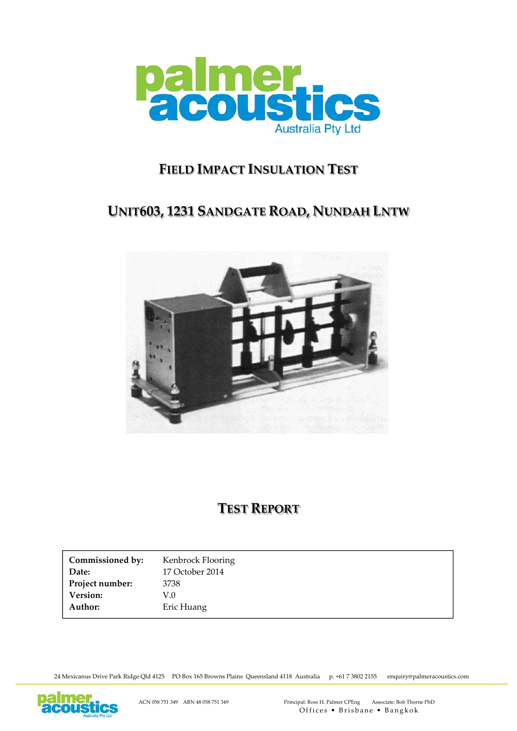# FIELD IMPACT INSULATION TEST

## UNIT603, 1231 SANDGATE ROAD, NUNDAH LNTW

## TEST REPORT

| | |
|---|---|
| **Commissioned by:** | Kenbrock Flooring |
| **Date:** | 17 October 2014 |
| **Project number:** | 3738 |
| **Version:** | V.0 |
| **Author:** | Eric Huang |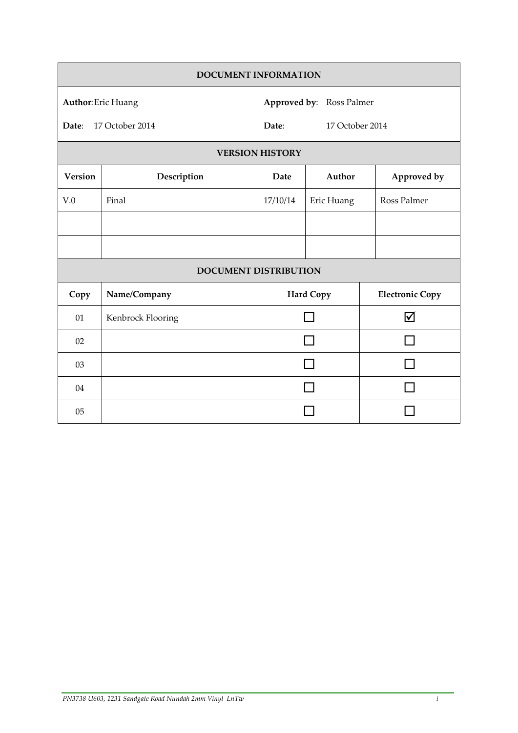| DOCUMENT INFORMATION | | | | |
|---|---|---|---|---|
| **Author**: Eric Huang<br>**Date**: 17 October 2014 | | **Approved by**: Ross Palmer<br>**Date**: 17 October 2014 | | |

| VERSION HISTORY | | | | |
|---|---|---|---|---|
| **Version** | **Description** | **Date** | **Author** | **Approved by** |
| V.0 | Final | 17/10/14 | Eric Huang | Ross Palmer |
| | | | | |
| | | | | |

| DOCUMENT DISTRIBUTION | | | |
|---|---|---|---|
| **Copy** | **Name/Company** | **Hard Copy** | **Electronic Copy** |
| 01 | Kenbrock Flooring | ☐ | ☑ |
| 02 | | ☐ | ☐ |
| 03 | | ☐ | ☐ |
| 04 | | ☐ | ☐ |
| 05 | | ☐ | ☐ |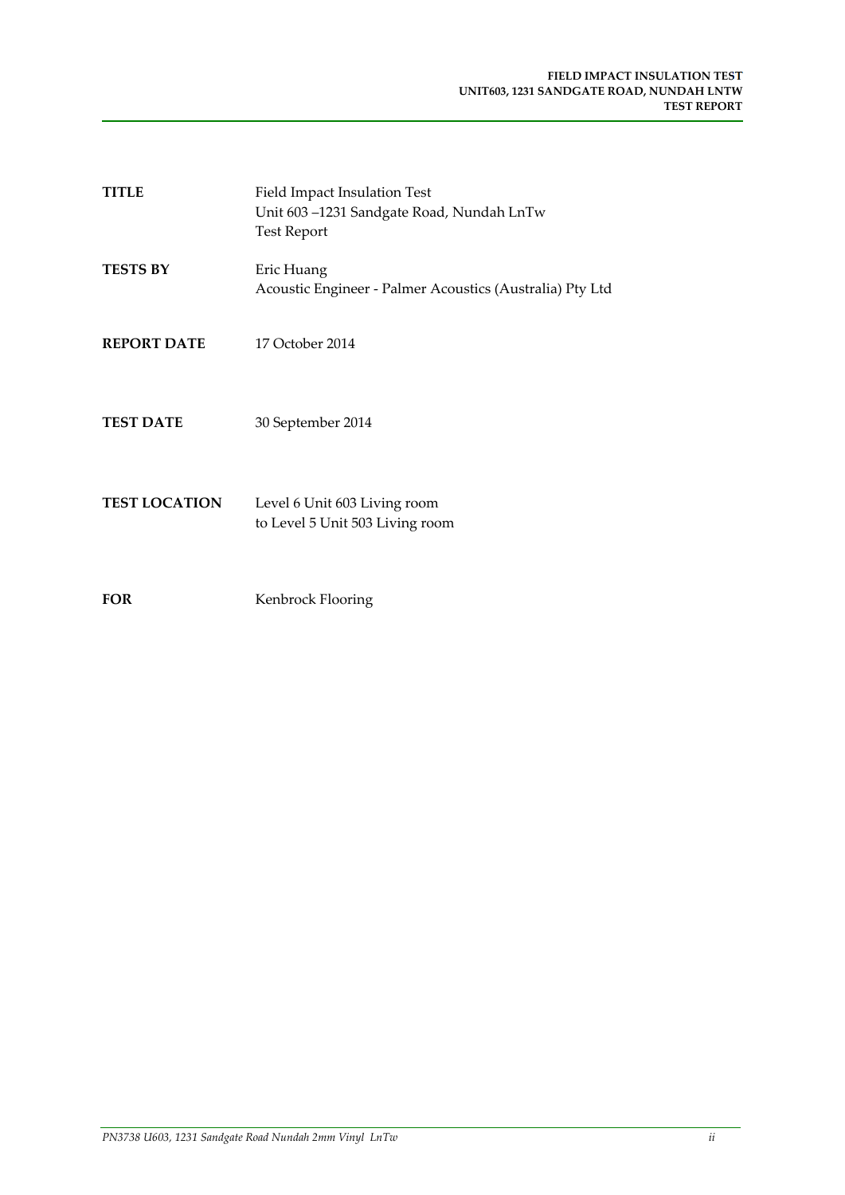| | |
|---|---|
| **TITLE** | Field Impact Insulation Test<br>Unit 603 –1231 Sandgate Road, Nundah LnTw<br>Test Report |
| **TESTS BY** | Eric Huang<br>Acoustic Engineer - Palmer Acoustics (Australia) Pty Ltd |
| **REPORT DATE** | 17 October 2014 |
| **TEST DATE** | 30 September 2014 |
| **TEST LOCATION** | Level 6 Unit 603 Living room<br>to Level 5 Unit 503 Living room |
| **FOR** | Kenbrock Flooring |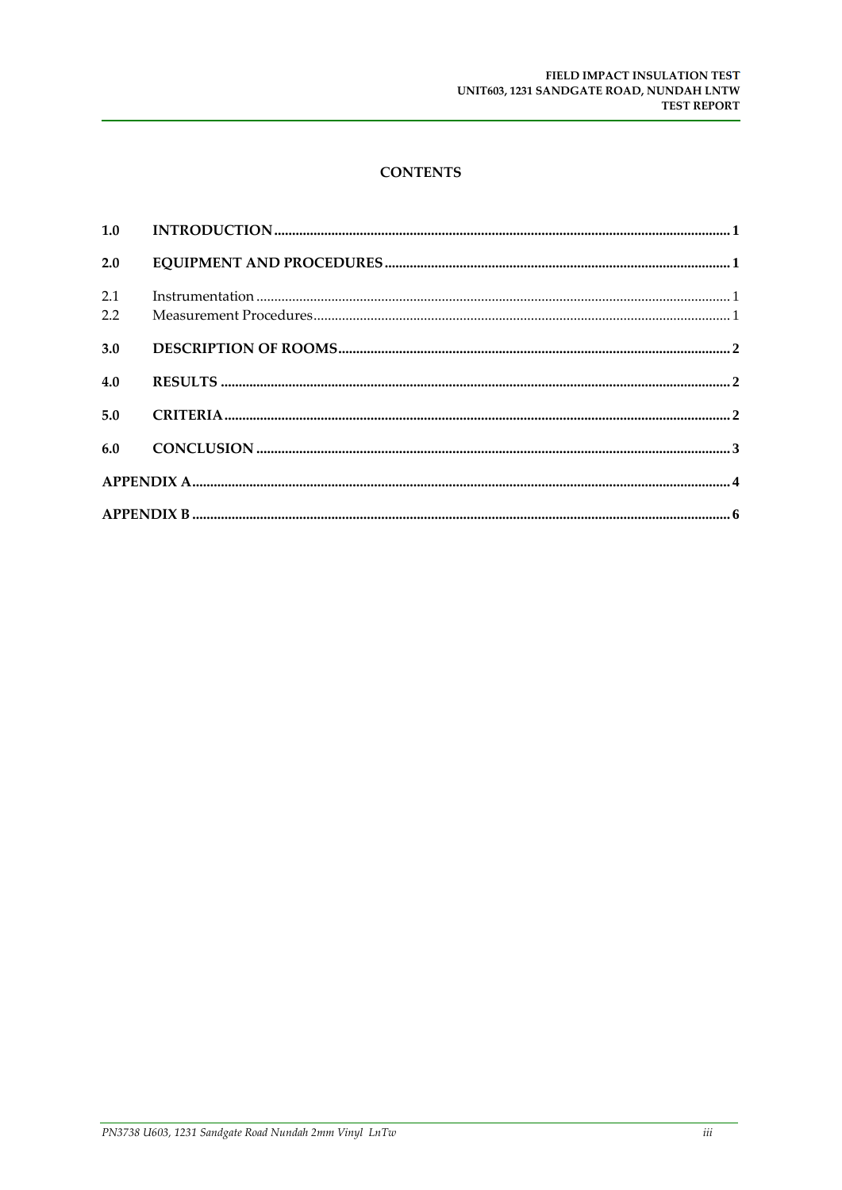# CONTENTS

| | | |
|---|---|---|
| **1.0** | **INTRODUCTION** | **1** |
| **2.0** | **EQUIPMENT AND PROCEDURES** | **1** |
| 2.1 | Instrumentation | 1 |
| 2.2 | Measurement Procedures | 1 |
| **3.0** | **DESCRIPTION OF ROOMS** | **2** |
| **4.0** | **RESULTS** | **2** |
| **5.0** | **CRITERIA** | **2** |
| **6.0** | **CONCLUSION** | **3** |
| **APPENDIX A** | | **4** |
| **APPENDIX B** | | **6** |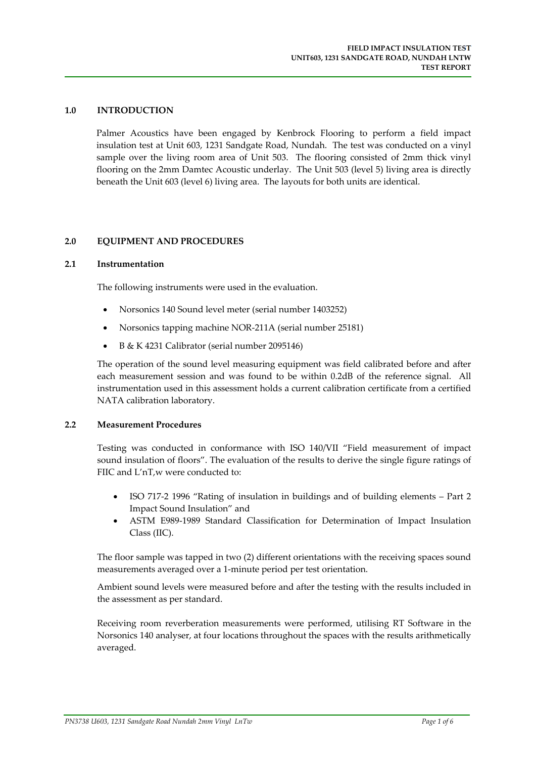## 1.0 INTRODUCTION

Palmer Acoustics have been engaged by Kenbrock Flooring to perform a field impact insulation test at Unit 603, 1231 Sandgate Road, Nundah. The test was conducted on a vinyl sample over the living room area of Unit 503. The flooring consisted of 2mm thick vinyl flooring on the 2mm Damtec Acoustic underlay. The Unit 503 (level 5) living area is directly beneath the Unit 603 (level 6) living area. The layouts for both units are identical.

## 2.0 EQUIPMENT AND PROCEDURES

### 2.1 Instrumentation

The following instruments were used in the evaluation.

- Norsonics 140 Sound level meter (serial number 1403252)
- Norsonics tapping machine NOR-211A (serial number 25181)
- B & K 4231 Calibrator (serial number 2095146)

The operation of the sound level measuring equipment was field calibrated before and after each measurement session and was found to be within 0.2dB of the reference signal. All instrumentation used in this assessment holds a current calibration certificate from a certified NATA calibration laboratory.

### 2.2 Measurement Procedures

Testing was conducted in conformance with ISO 140/VII "Field measurement of impact sound insulation of floors". The evaluation of the results to derive the single figure ratings of FIIC and L'nT,w were conducted to:

- ISO 717-2 1996 "Rating of insulation in buildings and of building elements – Part 2 Impact Sound Insulation" and
- ASTM E989-1989 Standard Classification for Determination of Impact Insulation Class (IIC).

The floor sample was tapped in two (2) different orientations with the receiving spaces sound measurements averaged over a 1-minute period per test orientation.

Ambient sound levels were measured before and after the testing with the results included in the assessment as per standard.

Receiving room reverberation measurements were performed, utilising RT Software in the Norsonics 140 analyser, at four locations throughout the spaces with the results arithmetically averaged.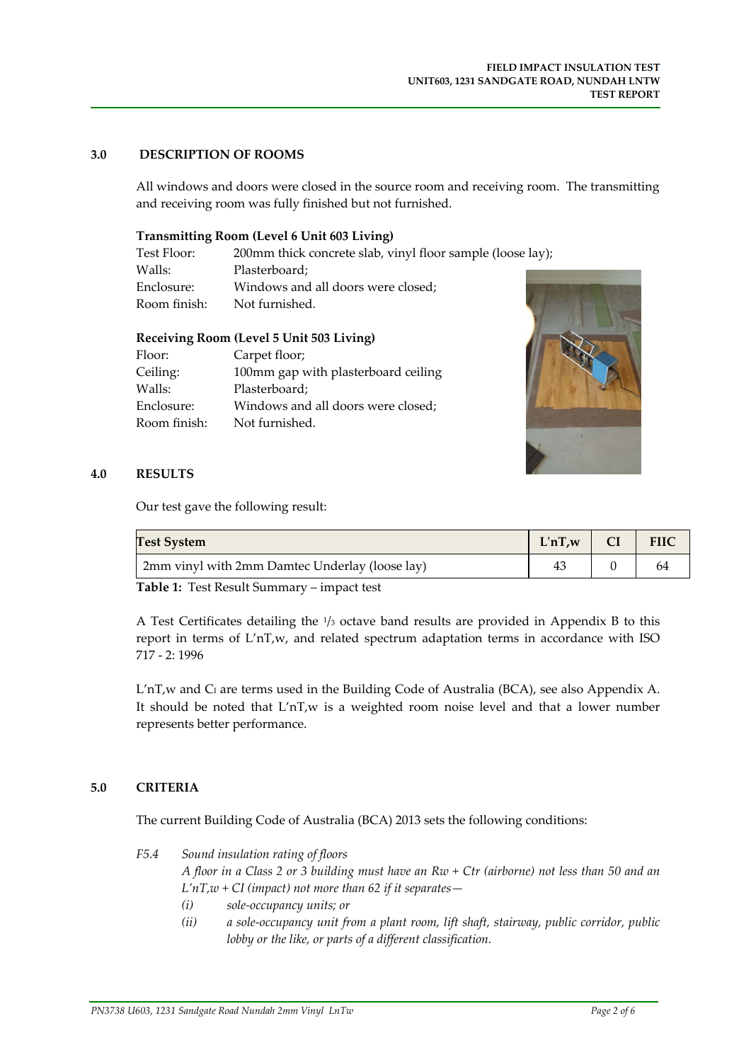### 3.0 DESCRIPTION OF ROOMS

All windows and doors were closed in the source room and receiving room. The transmitting and receiving room was fully finished but not furnished.

**Transmitting Room (Level 6 Unit 603 Living)**

| | |
|---|---|
| Test Floor: | 200mm thick concrete slab, vinyl floor sample (loose lay); |
| Walls: | Plasterboard; |
| Enclosure: | Windows and all doors were closed; |
| Room finish: | Not furnished. |

**Receiving Room (Level 5 Unit 503 Living)**

| | |
|---|---|
| Floor: | Carpet floor; |
| Ceiling: | 100mm gap with plasterboard ceiling |
| Walls: | Plasterboard; |
| Enclosure: | Windows and all doors were closed; |
| Room finish: | Not furnished. |

### 4.0 RESULTS

Our test gave the following result:

| Test System | L'nT,w | CI | FIIC |
|---|---|---|---|
| 2mm vinyl with 2mm Damtec Underlay (loose lay) | 43 | 0 | 64 |

**Table 1:** Test Result Summary – impact test

A Test Certificates detailing the 1/3 octave band results are provided in Appendix B to this report in terms of L'nT,w, and related spectrum adaptation terms in accordance with ISO 717 - 2: 1996

L'nT,w and $C_I$ are terms used in the Building Code of Australia (BCA), see also Appendix A. It should be noted that L'nT,w is a weighted room noise level and that a lower number represents better performance.

### 5.0 CRITERIA

The current Building Code of Australia (BCA) 2013 sets the following conditions:

*F5.4 Sound insulation rating of floors*

*A floor in a Class 2 or 3 building must have an Rw + Ctr (airborne) not less than 50 and an L'nT,w + CI (impact) not more than 62 if it separates—*

*(i) sole-occupancy units; or*

*(ii) a sole-occupancy unit from a plant room, lift shaft, stairway, public corridor, public lobby or the like, or parts of a different classification.*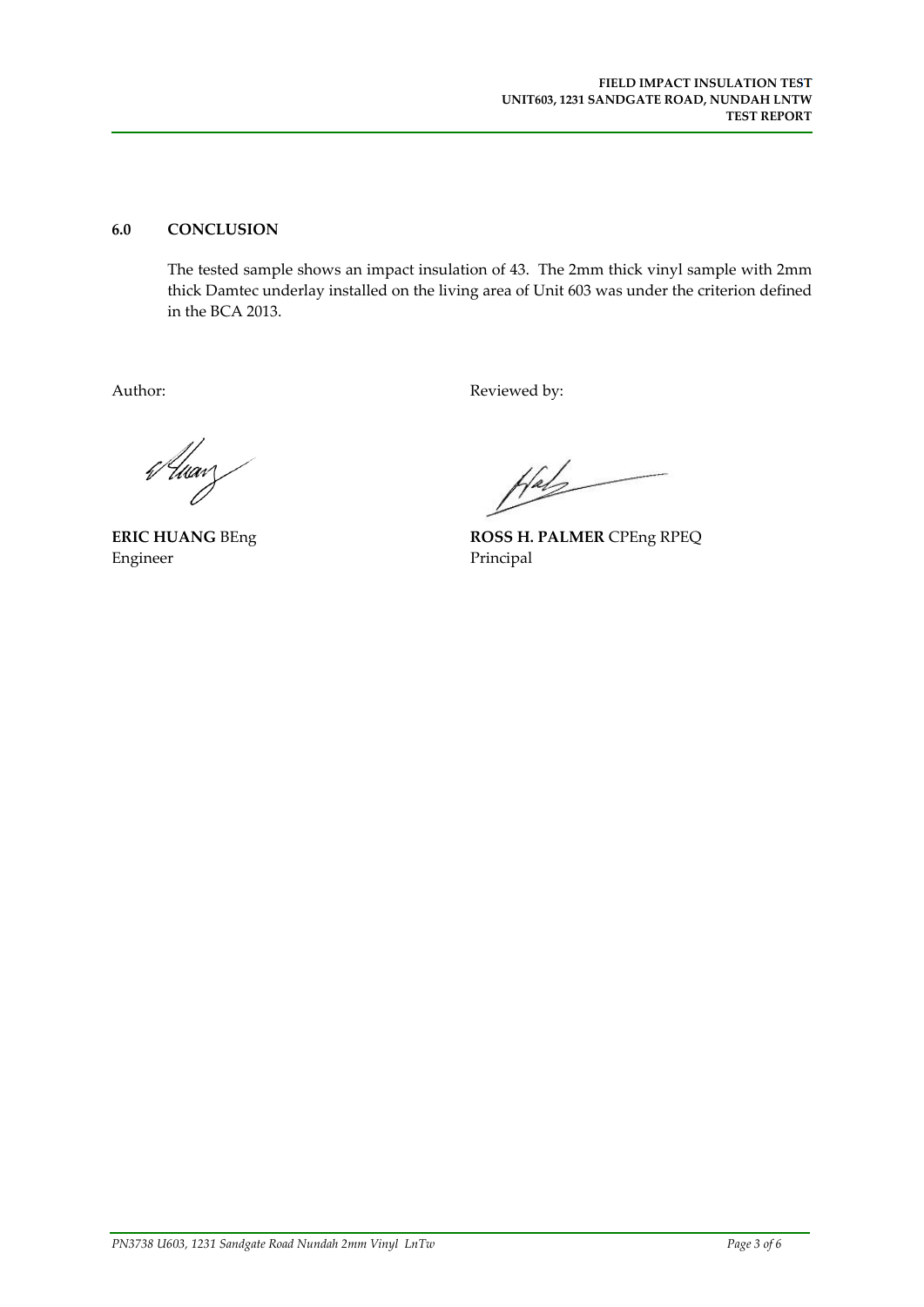## 6.0 CONCLUSION

The tested sample shows an impact insulation of 43. The 2mm thick vinyl sample with 2mm thick Damtec underlay installed on the living area of Unit 603 was under the criterion defined in the BCA 2013.

| Author: | Reviewed by: |
|---|---|
| **ERIC HUANG** BEng | **ROSS H. PALMER** CPEng RPEQ |
| Engineer | Principal |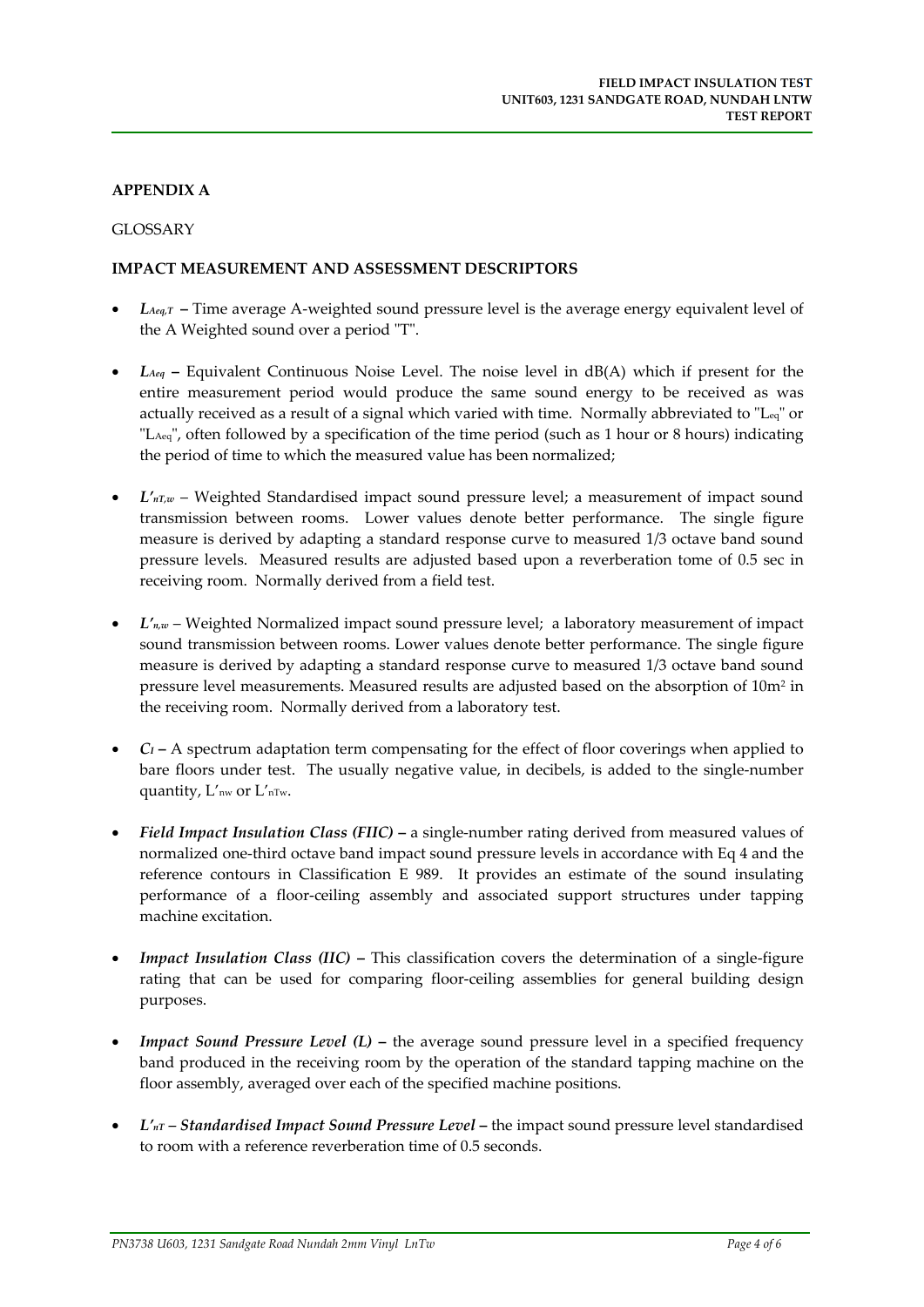## APPENDIX A

GLOSSARY

### IMPACT MEASUREMENT AND ASSESSMENT DESCRIPTORS

- ***$L_{Aeq,T}$*** **–** Time average A-weighted sound pressure level is the average energy equivalent level of the A Weighted sound over a period "T".

- ***$L_{Aeq}$*** **–** Equivalent Continuous Noise Level. The noise level in dB(A) which if present for the entire measurement period would produce the same sound energy to be received as was actually received as a result of a signal which varied with time. Normally abbreviated to "$L_{eq}$" or "$L_{Aeq}$", often followed by a specification of the time period (such as 1 hour or 8 hours) indicating the period of time to which the measured value has been normalized;

- ***$L'_{nT,w}$*** – Weighted Standardised impact sound pressure level; a measurement of impact sound transmission between rooms. Lower values denote better performance. The single figure measure is derived by adapting a standard response curve to measured 1/3 octave band sound pressure levels. Measured results are adjusted based upon a reverberation tome of 0.5 sec in receiving room. Normally derived from a field test.

- ***$L'_{n,w}$*** – Weighted Normalized impact sound pressure level; a laboratory measurement of impact sound transmission between rooms. Lower values denote better performance. The single figure measure is derived by adapting a standard response curve to measured 1/3 octave band sound pressure level measurements. Measured results are adjusted based on the absorption of $10m^2$ in the receiving room. Normally derived from a laboratory test.

- ***$C_I$*** **–** A spectrum adaptation term compensating for the effect of floor coverings when applied to bare floors under test. The usually negative value, in decibels, is added to the single-number quantity, $L'_{nw}$ or $L'_{nTw}$.

- ***Field Impact Insulation Class (FIIC)*** **–** a single-number rating derived from measured values of normalized one-third octave band impact sound pressure levels in accordance with Eq 4 and the reference contours in Classification E 989. It provides an estimate of the sound insulating performance of a floor-ceiling assembly and associated support structures under tapping machine excitation.

- ***Impact Insulation Class (IIC)*** **–** This classification covers the determination of a single-figure rating that can be used for comparing floor-ceiling assemblies for general building design purposes.

- ***Impact Sound Pressure Level (L)*** **–** the average sound pressure level in a specified frequency band produced in the receiving room by the operation of the standard tapping machine on the floor assembly, averaged over each of the specified machine positions.

- ***$L'_{nT}$ – Standardised Impact Sound Pressure Level*** **–** the impact sound pressure level standardised to room with a reference reverberation time of 0.5 seconds.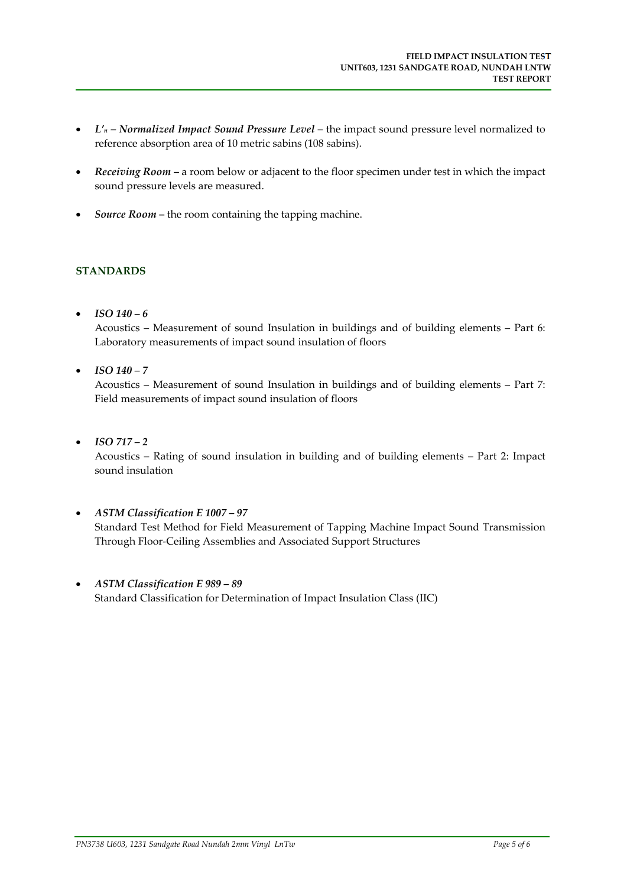- ***$L'_n$ – Normalized Impact Sound Pressure Level*** – the impact sound pressure level normalized to reference absorption area of 10 metric sabins (108 sabins).

- ***Receiving Room*** **–** a room below or adjacent to the floor specimen under test in which the impact sound pressure levels are measured.

- ***Source Room*** **–** the room containing the tapping machine.

## STANDARDS

- ***ISO 140 – 6***
  Acoustics – Measurement of sound Insulation in buildings and of building elements – Part 6: Laboratory measurements of impact sound insulation of floors

- ***ISO 140 – 7***
  Acoustics – Measurement of sound Insulation in buildings and of building elements – Part 7: Field measurements of impact sound insulation of floors

- ***ISO 717 – 2***
  Acoustics – Rating of sound insulation in building and of building elements – Part 2: Impact sound insulation

- ***ASTM Classification E 1007 – 97***
  Standard Test Method for Field Measurement of Tapping Machine Impact Sound Transmission Through Floor-Ceiling Assemblies and Associated Support Structures

- ***ASTM Classification E 989 – 89***
  Standard Classification for Determination of Impact Insulation Class (IIC)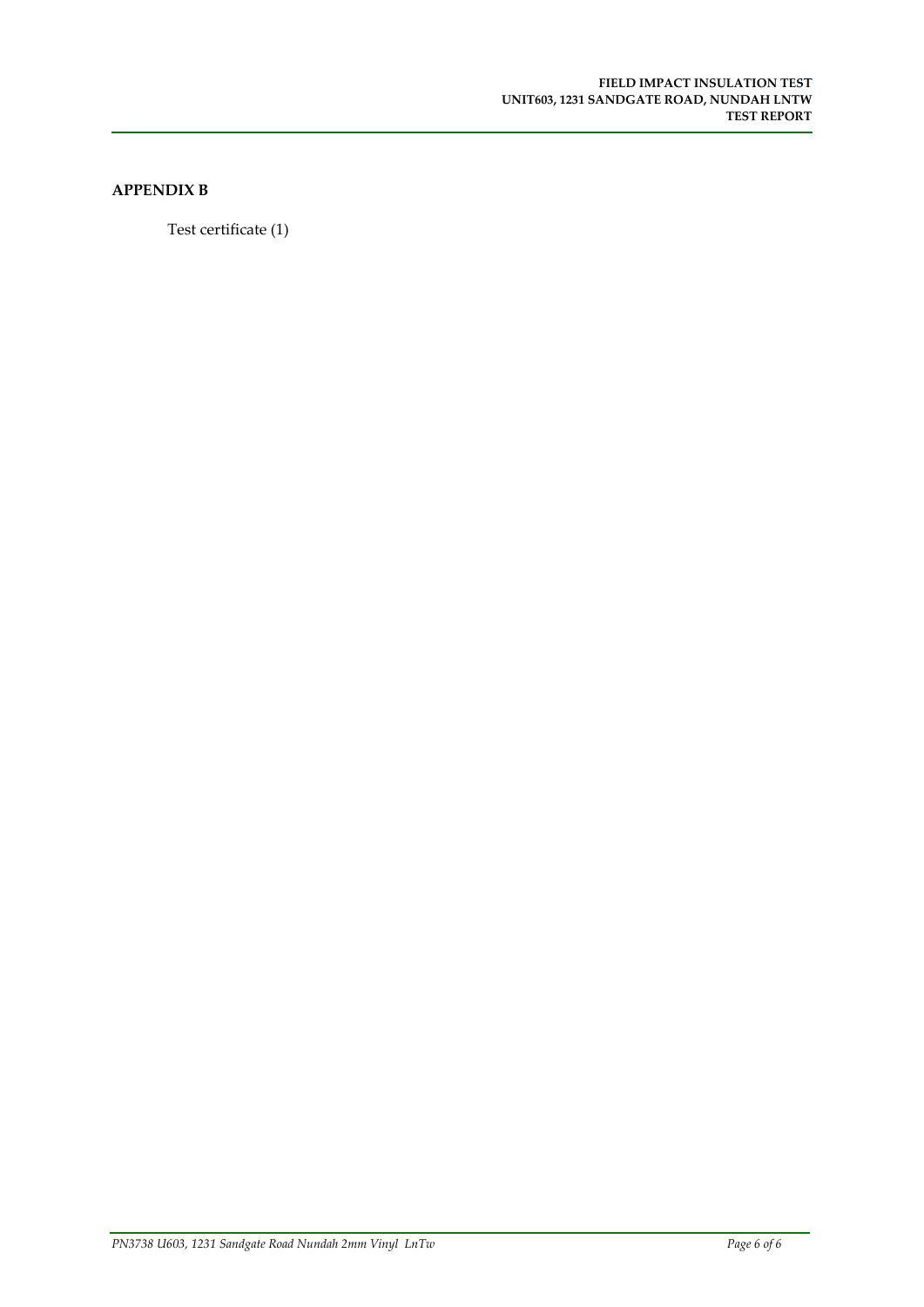## APPENDIX B

Test certificate (1)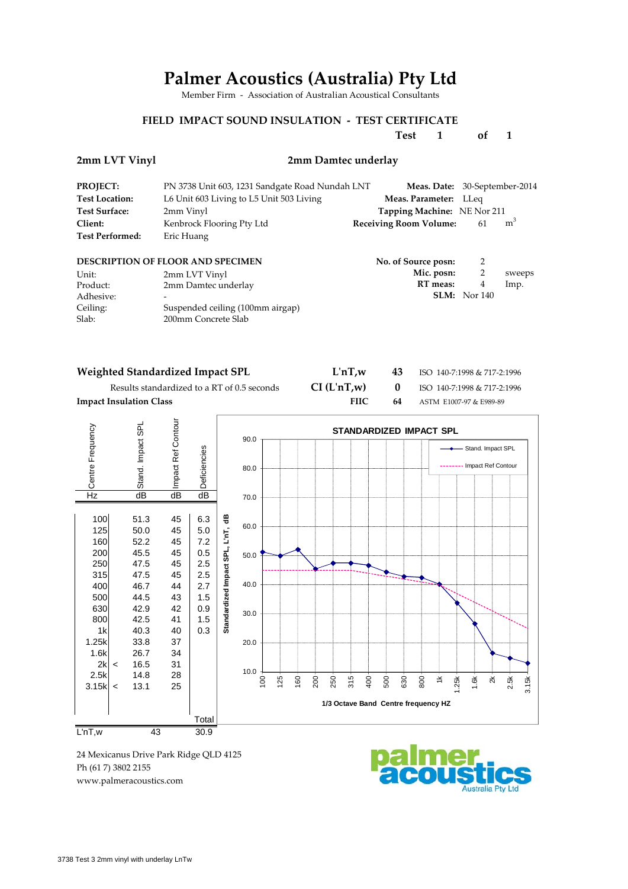# Palmer Acoustics (Australia) Pty Ltd

Member Firm - Association of Australian Acoustical Consultants

## FIELD IMPACT SOUND INSULATION - TEST CERTIFICATE

**Test 1 of 1**

**2mm LVT Vinyl** **2mm Damtec underlay**

| | | | |
|---|---|---|---|
| **PROJECT:** | PN 3738 Unit 603, 1231 Sandgate Road Nundah LNT | **Meas. Date:** | 30-September-2014 |
| **Test Location:** | L6 Unit 603 Living to L5 Unit 503 Living | **Meas. Parameter:** | LLeq |
| **Test Surface:** | 2mm Vinyl | **Tapping Machine:** | NE Nor 211 |
| **Client:** | Kenbrock Flooring Pty Ltd | **Receiving Room Volume:** | 61 $m^3$ |
| **Test Performed:** | Eric Huang | | |

**DESCRIPTION OF FLOOR AND SPECIMEN**

| | | | |
|---|---|---|---|
| Unit: | 2mm LVT Vinyl | **No. of Source posn:** | 2 |
| Product: | 2mm Damtec underlay | **Mic. posn:** | 2 sweeps |
| Adhesive: | - | **RT meas:** | 4 Imp. |
| Ceiling: | Suspended ceiling (100mm airgap) | **SLM:** | Nor 140 |
| Slab: | 200mm Concrete Slab | | |

**Weighted Standardized Impact SPL** — **L'nT,w** **43** — ISO 140-7:1998 & 717-2:1996

Results standardized to a RT of 0.5 seconds — **CI (L'nT,w)** **0** — ISO 140-7:1998 & 717-2:1996

**Impact Insulation Class** — **FIIC** **64** — ASTM E1007-97 & E989-89

| Centre Frequency Hz | | Stand. Impact SPL dB | Impact Ref Contour dB | Deficiencies dB |
|---|---|---|---|---|
| 100 | | 51.3 | 45 | 6.3 |
| 125 | | 50.0 | 45 | 5.0 |
| 160 | | 52.2 | 45 | 7.2 |
| 200 | | 45.5 | 45 | 0.5 |
| 250 | | 47.5 | 45 | 2.5 |
| 315 | | 47.5 | 45 | 2.5 |
| 400 | | 46.7 | 44 | 2.7 |
| 500 | | 44.5 | 43 | 1.5 |
| 630 | | 42.9 | 42 | 0.9 |
| 800 | | 42.5 | 41 | 1.5 |
| 1k | | 40.3 | 40 | 0.3 |
| 1.25k | | 33.8 | 37 | |
| 1.6k | | 26.7 | 34 | |
| 2k | < | 16.5 | 31 | |
| 2.5k | | 14.8 | 28 | |
| 3.15k | < | 13.1 | 25 | |
| | | | | Total |
| L'nT,w | | 43 | | 30.9 |

STANDARDIZED IMPACT SPL

Stand. Impact SPL
Impact Ref Contour

Standardized Impact SPL, L'nT, dB

90.0
80.0
70.0
60.0
50.0
40.0
30.0
20.0
10.0

100 125 160 200 250 315 400 500 630 800 1k 1.25k 1.6k 2k 2.5k 3.15k

1/3 Octave Band Centre frequency HZ

24 Mexicanus Drive Park Ridge QLD 4125
Ph (61 7) 3802 2155
www.palmeracoustics.com

palmer acoustics Australia Pty Ltd

3738 Test 3 2mm vinyl with underlay LnTw